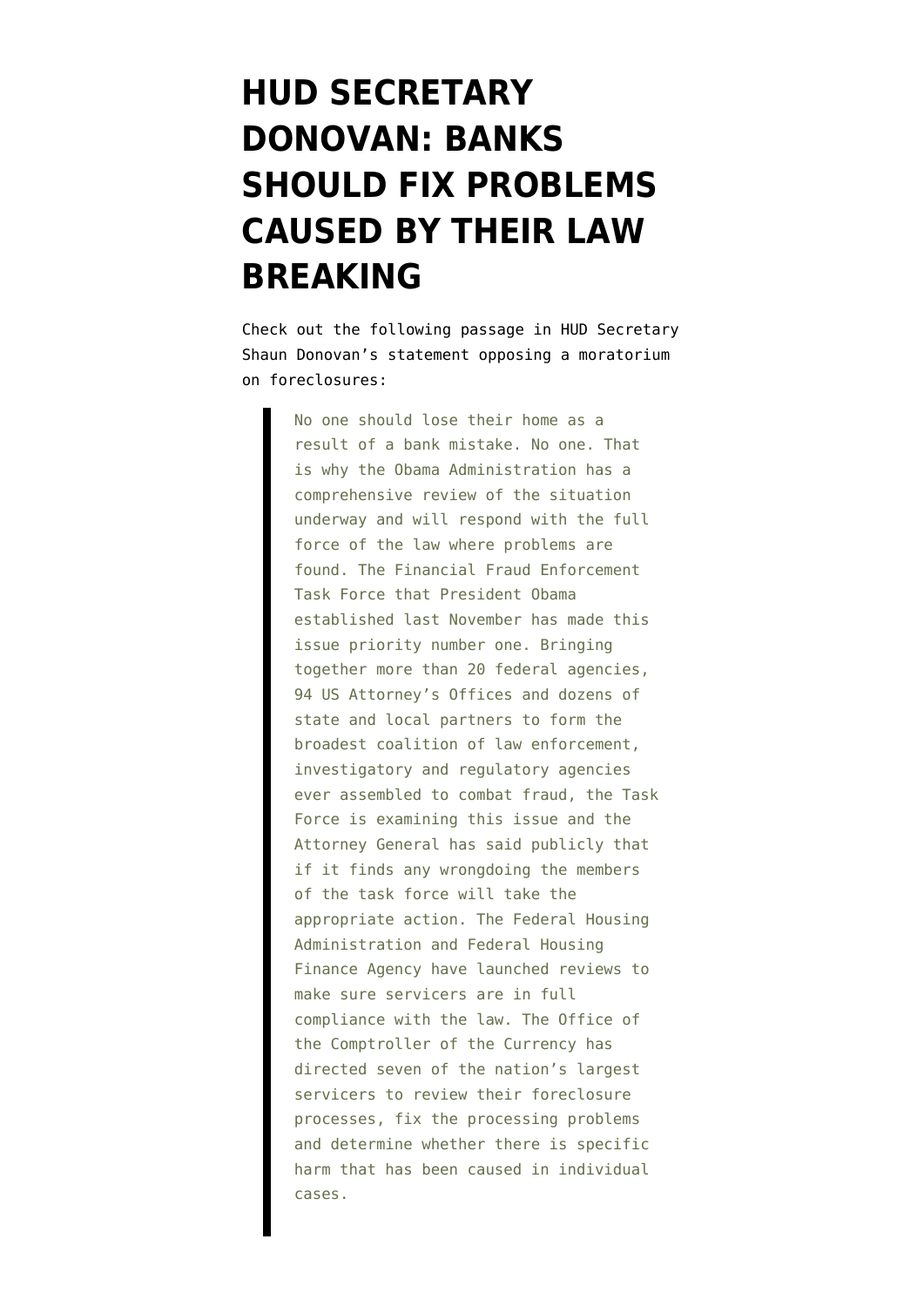# HUD SECRETARY DONOVAN: BANKS SHOULD FIX PROBLEMS CAUSED BY THEIR LAW BREAKING

Check out the following passage in HUD Secretary Shaun Donovan's statement opposing a moratorium on foreclosures:

> No one should lose their home as a result of a bank mistake. No one. That is why the Obama Administration has a comprehensive review of the situation underway and will respond with the full force of the law where problems are found. The Financial Fraud Enforcement Task Force that President Obama established last November has made this issue priority number one. Bringing together more than 20 federal agencies, 94 US Attorney's Offices and dozens of state and local partners to form the broadest coalition of law enforcement, investigatory and regulatory agencies ever assembled to combat fraud, the Task Force is examining this issue and the Attorney General has said publicly that if it finds any wrongdoing the members of the task force will take the appropriate action. The Federal Housing Administration and Federal Housing Finance Agency have launched reviews to make sure servicers are in full compliance with the law. The Office of the Comptroller of the Currency has directed seven of the nation's largest servicers to review their foreclosure processes, fix the processing problems and determine whether there is specific harm that has been caused in individual cases.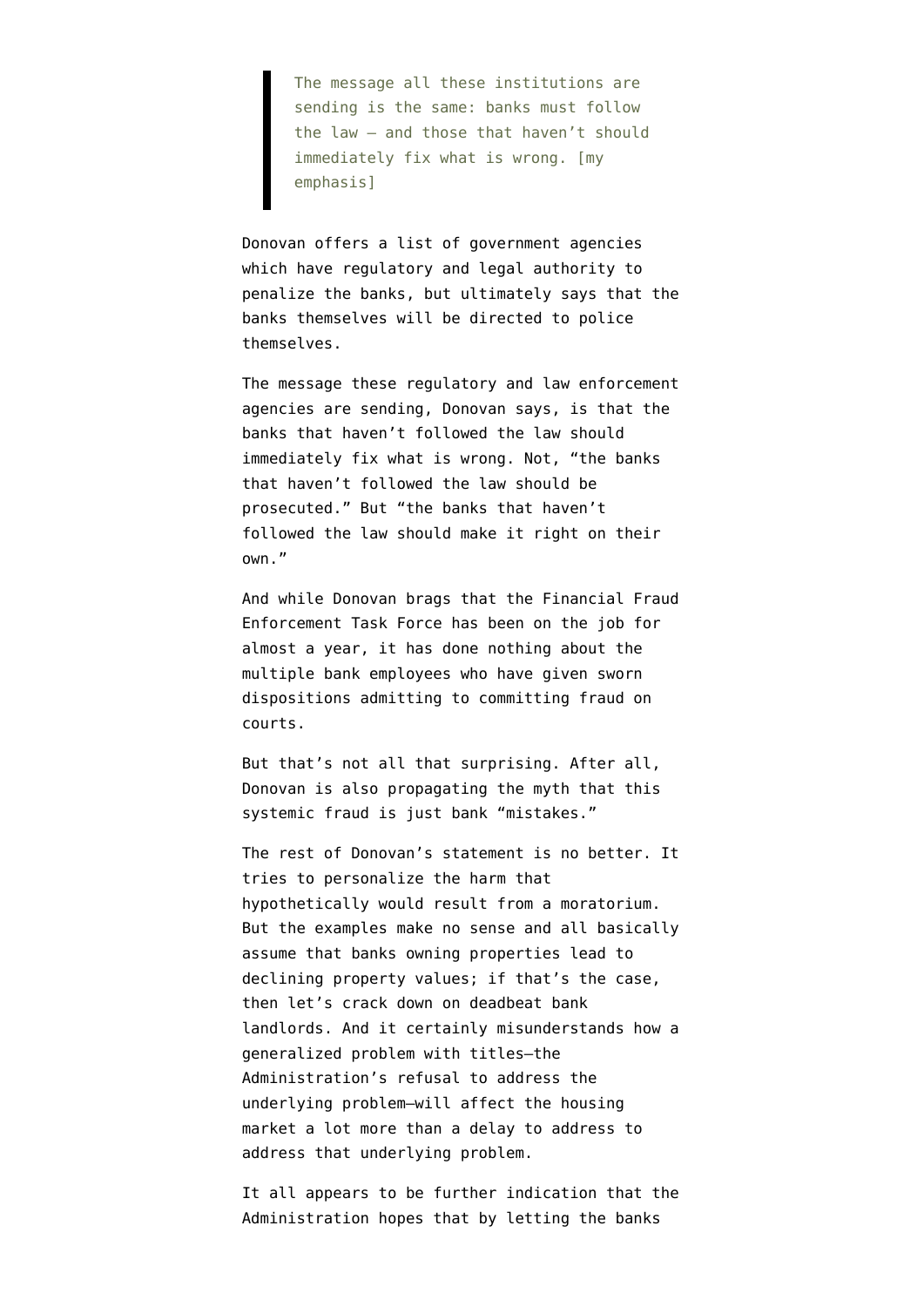> The message all these institutions are sending is the same: banks must follow the law – and those that haven't should immediately fix what is wrong. [my emphasis]

Donovan offers a list of government agencies which have regulatory and legal authority to penalize the banks, but ultimately says that the banks themselves will be directed to police themselves.

The message these regulatory and law enforcement agencies are sending, Donovan says, is that the banks that haven't followed the law should immediately fix what is wrong. Not, "the banks that haven't followed the law should be prosecuted." But "the banks that haven't followed the law should make it right on their own."

And while Donovan brags that the Financial Fraud Enforcement Task Force has been on the job for almost a year, it has done nothing about the multiple bank employees who have given sworn dispositions admitting to committing fraud on courts.

But that's not all that surprising. After all, Donovan is also propagating the myth that this systemic fraud is just bank "mistakes."

The rest of Donovan's statement is no better. It tries to personalize the harm that hypothetically would result from a moratorium. But the examples make no sense and all basically assume that banks owning properties lead to declining property values; if that's the case, then let's crack down on deadbeat bank landlords. And it certainly misunderstands how a generalized problem with titles—the Administration's refusal to address the underlying problem—will affect the housing market a lot more than a delay to address to address that underlying problem.

It all appears to be further indication that the Administration hopes that by letting the banks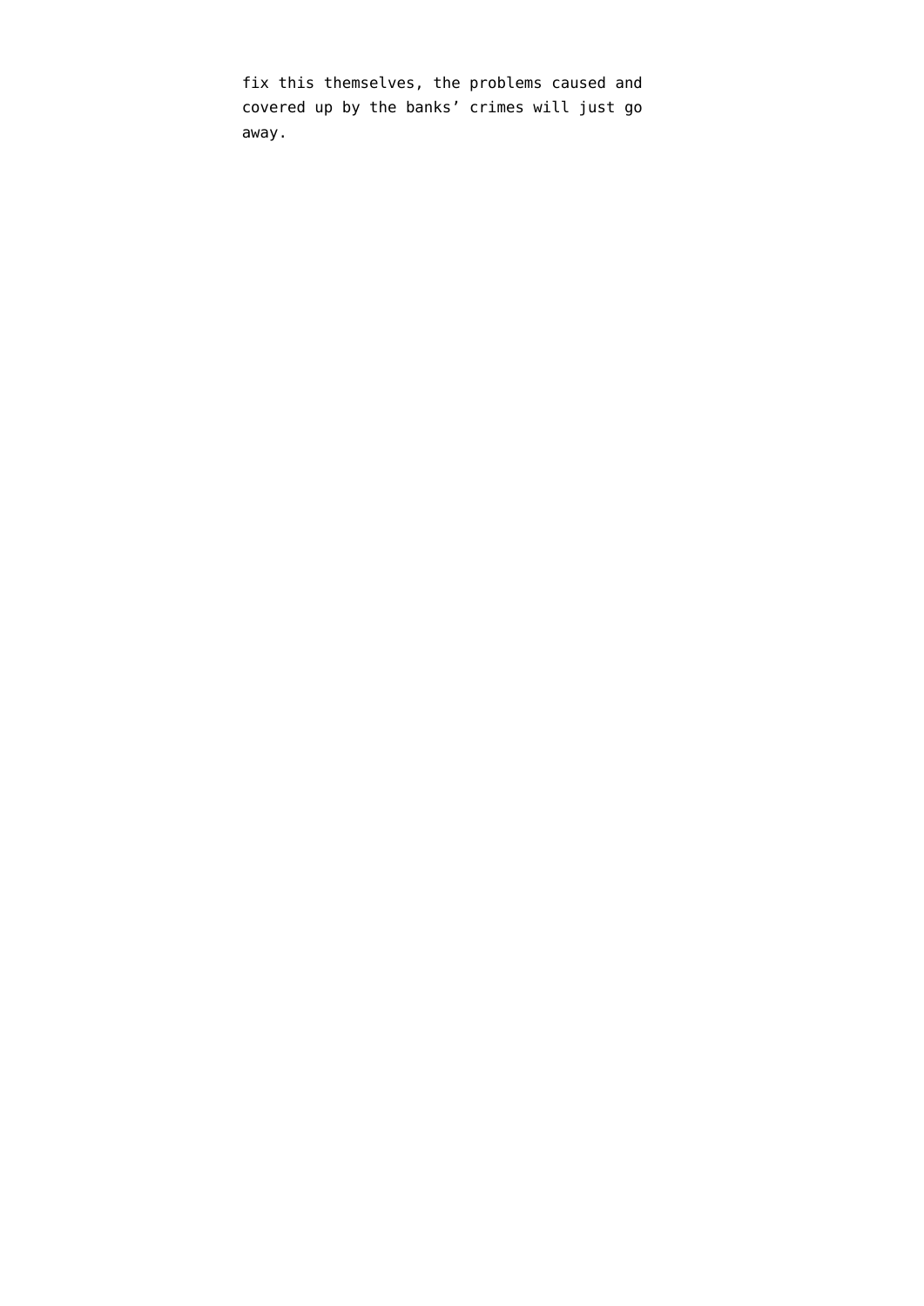fix this themselves, the problems caused and covered up by the banks’ crimes will just go away.